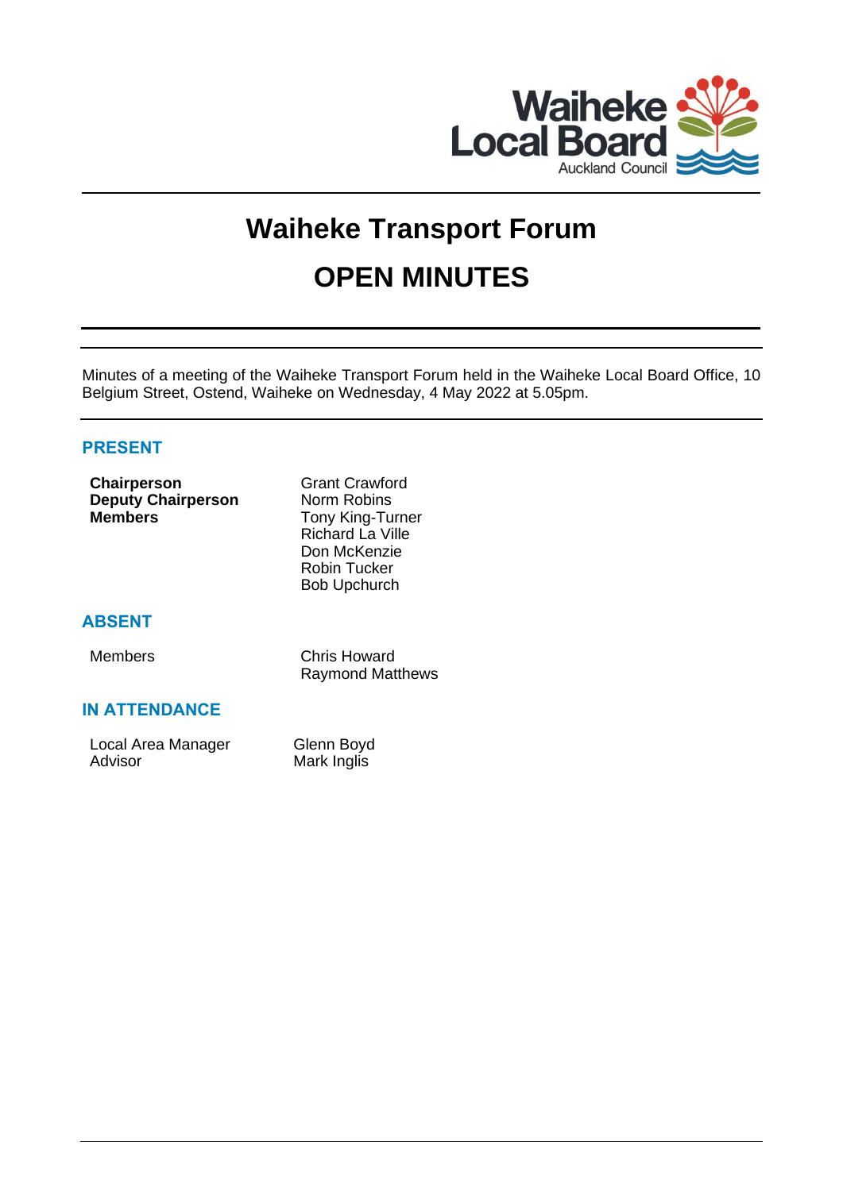Waiheke Local Board
Auckland Council

# Waiheke Transport Forum

# OPEN MINUTES

Minutes of a meeting of the Waiheke Transport Forum held in the Waiheke Local Board Office, 10 Belgium Street, Ostend, Waiheke on Wednesday, 4 May 2022 at 5.05pm.

## PRESENT

| | |
|---|---|
| **Chairperson** | Grant Crawford |
| **Deputy Chairperson** | Norm Robins |
| **Members** | Tony King-Turner |
| | Richard La Ville |
| | Don McKenzie |
| | Robin Tucker |
| | Bob Upchurch |

## ABSENT

| | |
|---|---|
| Members | Chris Howard |
| | Raymond Matthews |

## IN ATTENDANCE

| | |
|---|---|
| Local Area Manager | Glenn Boyd |
| Advisor | Mark Inglis |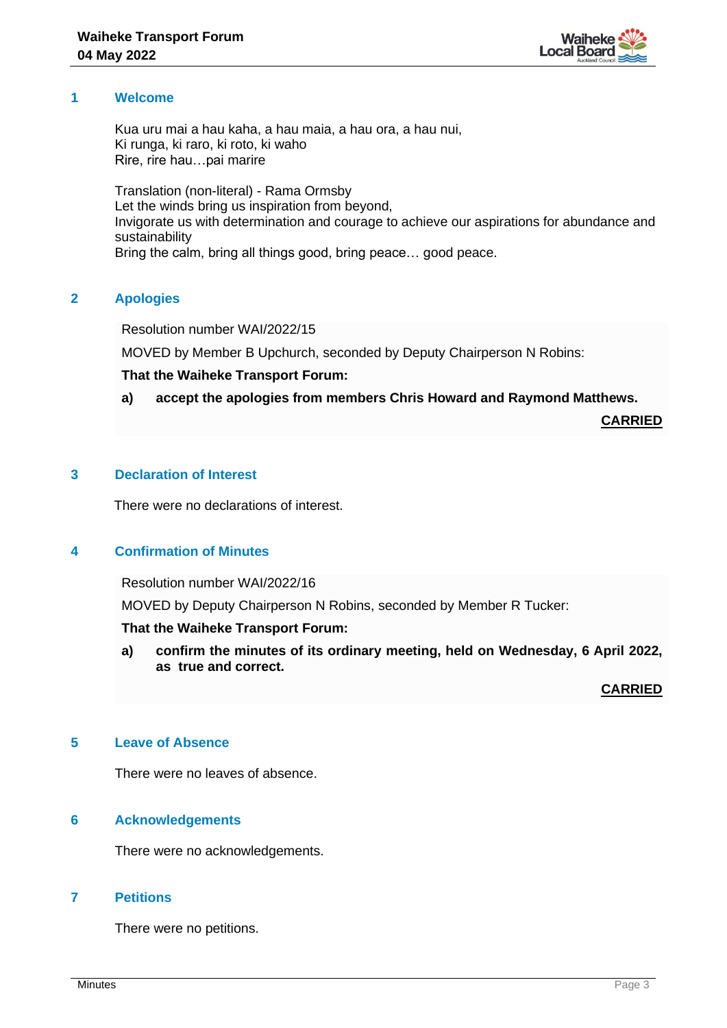## 1 Welcome

Kua uru mai a hau kaha, a hau maia, a hau ora, a hau nui,
Ki runga, ki raro, ki roto, ki waho
Rire, rire hau…pai marire

Translation (non-literal) - Rama Ormsby
Let the winds bring us inspiration from beyond,
Invigorate us with determination and courage to achieve our aspirations for abundance and sustainability
Bring the calm, bring all things good, bring peace… good peace.

## 2 Apologies

Resolution number WAI/2022/15

MOVED by Member B Upchurch, seconded by Deputy Chairperson N Robins:

**That the Waiheke Transport Forum:**

**a) accept the apologies from members Chris Howard and Raymond Matthews.**

**CARRIED**

## 3 Declaration of Interest

There were no declarations of interest.

## 4 Confirmation of Minutes

Resolution number WAI/2022/16

MOVED by Deputy Chairperson N Robins, seconded by Member R Tucker:

**That the Waiheke Transport Forum:**

**a) confirm the minutes of its ordinary meeting, held on Wednesday, 6 April 2022, as true and correct.**

**CARRIED**

## 5 Leave of Absence

There were no leaves of absence.

## 6 Acknowledgements

There were no acknowledgements.

## 7 Petitions

There were no petitions.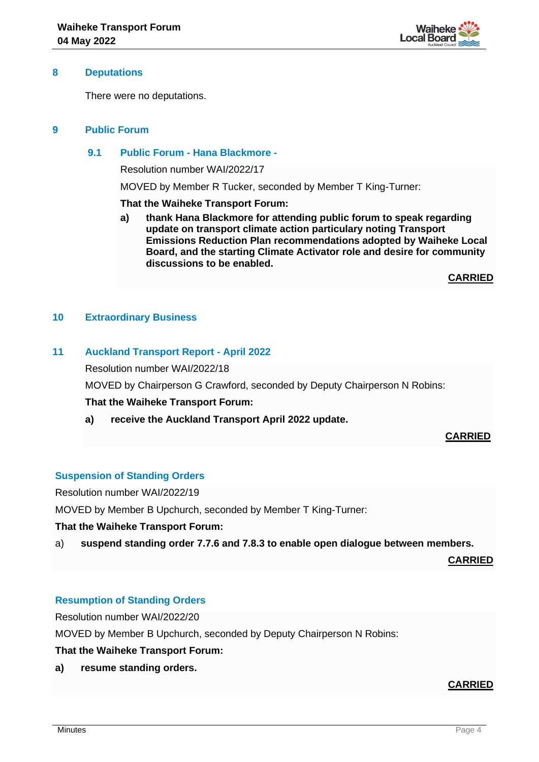## 8 Deputations

There were no deputations.

## 9 Public Forum

### 9.1 Public Forum - Hana Blackmore -

Resolution number WAI/2022/17

MOVED by Member R Tucker, seconded by Member T King-Turner:

**That the Waiheke Transport Forum:**

**a) thank Hana Blackmore for attending public forum to speak regarding update on transport climate action particulary noting Transport Emissions Reduction Plan recommendations adopted by Waiheke Local Board, and the starting Climate Activator role and desire for community discussions to be enabled.**

**CARRIED**

## 10 Extraordinary Business

## 11 Auckland Transport Report - April 2022

Resolution number WAI/2022/18

MOVED by Chairperson G Crawford, seconded by Deputy Chairperson N Robins:

**That the Waiheke Transport Forum:**

**a) receive the Auckland Transport April 2022 update.**

**CARRIED**

### Suspension of Standing Orders

Resolution number WAI/2022/19

MOVED by Member B Upchurch, seconded by Member T King-Turner:

**That the Waiheke Transport Forum:**

a) **suspend standing order 7.7.6 and 7.8.3 to enable open dialogue between members.**

**CARRIED**

### Resumption of Standing Orders

Resolution number WAI/2022/20

MOVED by Member B Upchurch, seconded by Deputy Chairperson N Robins:

**That the Waiheke Transport Forum:**

**a) resume standing orders.**

**CARRIED**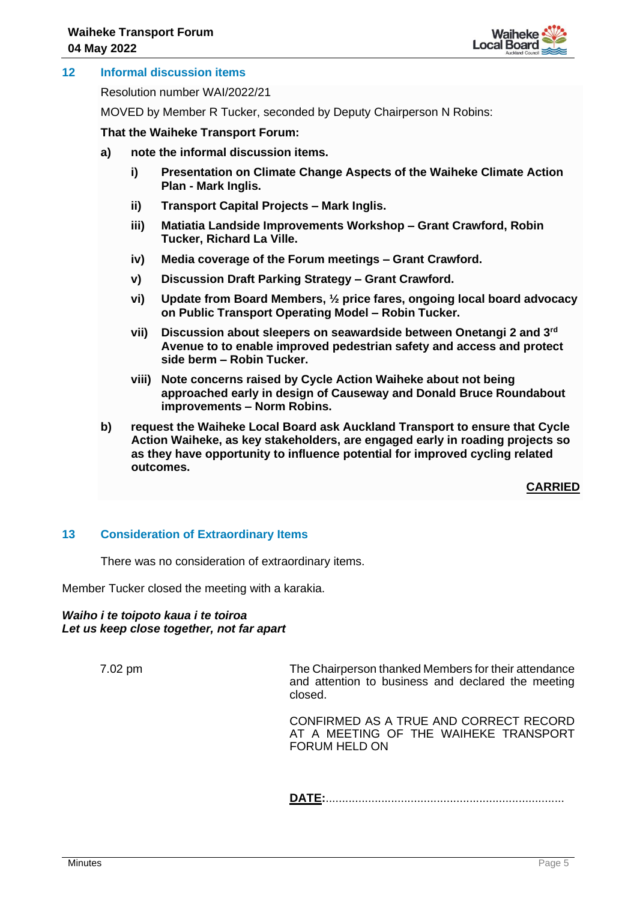## 12 Informal discussion items

Resolution number WAI/2022/21

MOVED by Member R Tucker, seconded by Deputy Chairperson N Robins:

**That the Waiheke Transport Forum:**

**a) note the informal discussion items.**

**i) Presentation on Climate Change Aspects of the Waiheke Climate Action Plan - Mark Inglis.**

**ii) Transport Capital Projects – Mark Inglis.**

**iii) Matiatia Landside Improvements Workshop – Grant Crawford, Robin Tucker, Richard La Ville.**

**iv) Media coverage of the Forum meetings – Grant Crawford.**

**v) Discussion Draft Parking Strategy – Grant Crawford.**

**vi) Update from Board Members, ½ price fares, ongoing local board advocacy on Public Transport Operating Model – Robin Tucker.**

**vii) Discussion about sleepers on seawardside between Onetangi 2 and 3rd Avenue to to enable improved pedestrian safety and access and protect side berm – Robin Tucker.**

**viii) Note concerns raised by Cycle Action Waiheke about not being approached early in design of Causeway and Donald Bruce Roundabout improvements – Norm Robins.**

**b) request the Waiheke Local Board ask Auckland Transport to ensure that Cycle Action Waiheke, as key stakeholders, are engaged early in roading projects so as they have opportunity to influence potential for improved cycling related outcomes.**

**CARRIED**

## 13 Consideration of Extraordinary Items

There was no consideration of extraordinary items.

Member Tucker closed the meeting with a karakia.

***Waiho i te toipoto kaua i te toiroa***
***Let us keep close together, not far apart***

7.02 pm

The Chairperson thanked Members for their attendance and attention to business and declared the meeting closed.

CONFIRMED AS A TRUE AND CORRECT RECORD AT A MEETING OF THE WAIHEKE TRANSPORT FORUM HELD ON

**DATE:**.........................................................................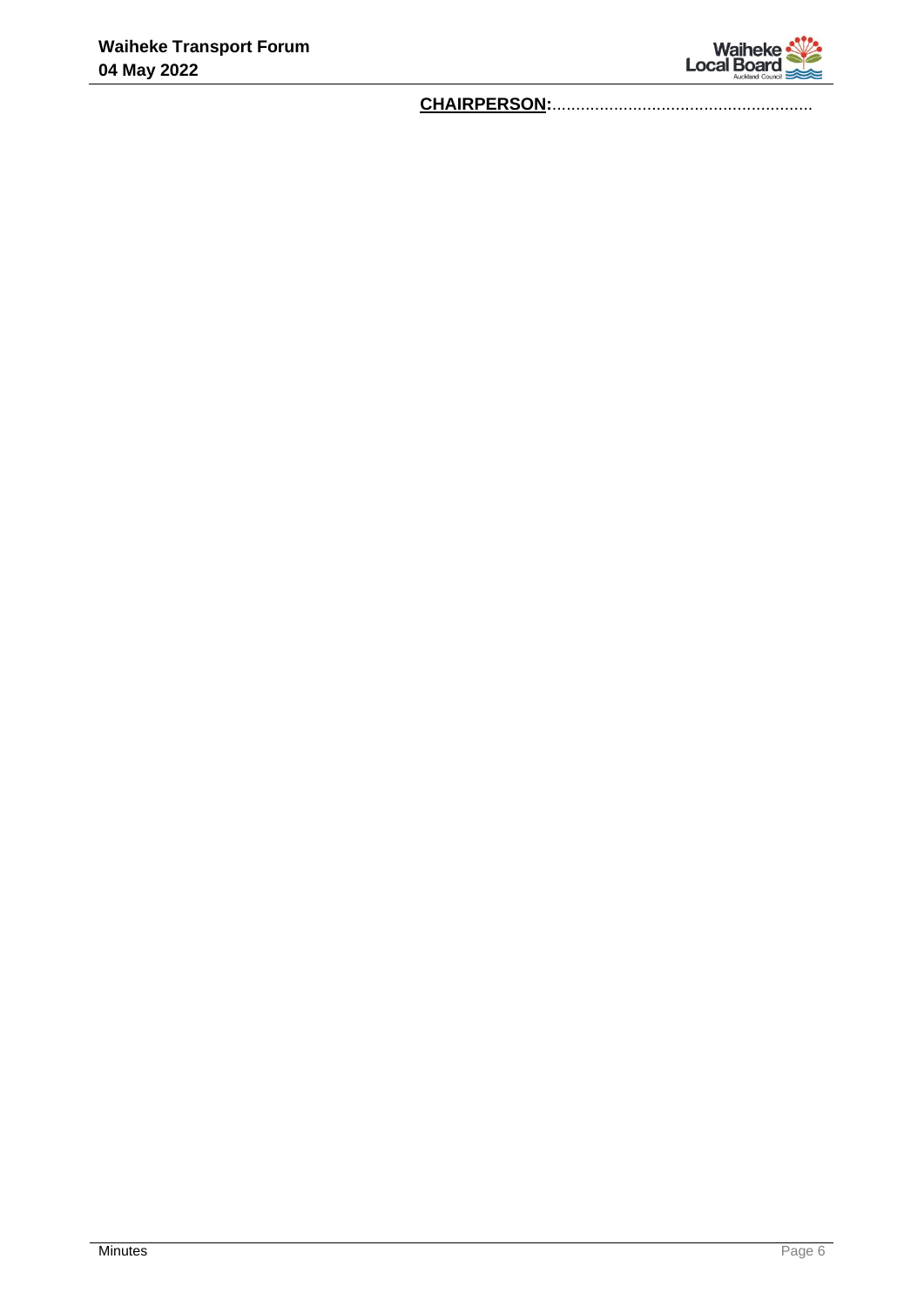**CHAIRPERSON:**........................................................